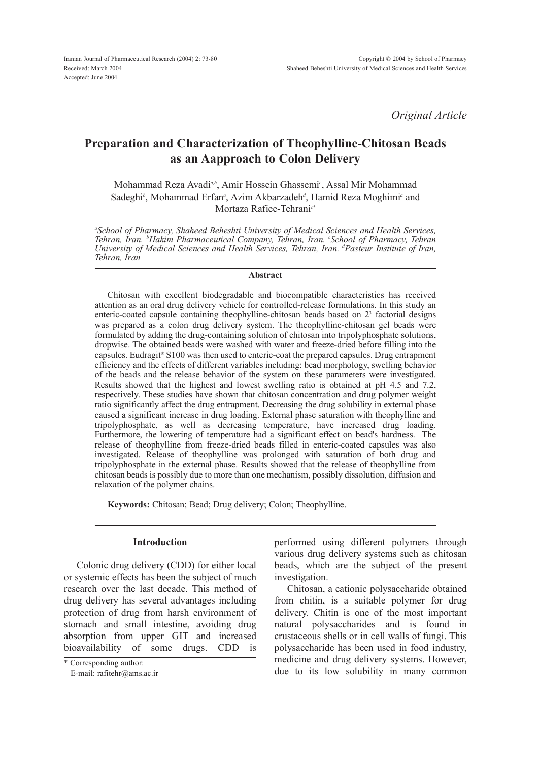*Original Article*

# Preparation and Characterization of Theophylline-Chitosan Beads as an Aapproach to Colon Delivery

Mohammad Reza Avadi[a,b], Amir Hossein Ghassemi[c], Assal Mir Mohammad Sadeghi[b], Mohammad Erfan[a], Azim Akbarzadeh[d], Hamid Reza Moghimi[a] and Mortaza Rafiee-Tehrani[c*]

*[a]School of Pharmacy, Shaheed Beheshti University of Medical Sciences and Health Services, Tehran, Iran. [b]Hakim Pharmaceutical Company, Tehran, Iran. [c]School of Pharmacy, Tehran University of Medical Sciences and Health Services, Tehran, Iran. [d]Pasteur Institute of Iran, Tehran, Iran*

## Abstract

Chitosan with excellent biodegradable and biocompatible characteristics has received attention as an oral drug delivery vehicle for controlled-release formulations. In this study an enteric-coated capsule containing theophylline-chitosan beads based on $2^3$ factorial designs was prepared as a colon drug delivery system. The theophylline-chitosan gel beads were formulated by adding the drug-containing solution of chitosan into tripolyphosphate solutions, dropwise. The obtained beads were washed with water and freeze-dried before filling into the capsules. Eudragit® S100 was then used to enteric-coat the prepared capsules. Drug entrapment efficiency and the effects of different variables including: bead morphology, swelling behavior of the beads and the release behavior of the system on these parameters were investigated. Results showed that the highest and lowest swelling ratio is obtained at pH 4.5 and 7.2, respectively. These studies have shown that chitosan concentration and drug polymer weight ratio significantly affect the drug entrapment. Decreasing the drug solubility in external phase caused a significant increase in drug loading. External phase saturation with theophylline and tripolyphosphate, as well as decreasing temperature, have increased drug loading. Furthermore, the lowering of temperature had a significant effect on bead's hardness. The release of theophylline from freeze-dried beads filled in enteric-coated capsules was also investigated. Release of theophylline was prolonged with saturation of both drug and tripolyphosphate in the external phase. Results showed that the release of theophylline from chitosan beads is possibly due to more than one mechanism, possibly dissolution, diffusion and relaxation of the polymer chains.

**Keywords:** Chitosan; Bead; Drug delivery; Colon; Theophylline.

## Introduction

Colonic drug delivery (CDD) for either local or systemic effects has been the subject of much research over the last decade. This method of drug delivery has several advantages including protection of drug from harsh environment of stomach and small intestine, avoiding drug absorption from upper GIT and increased bioavailability of some drugs. CDD is performed using different polymers through various drug delivery systems such as chitosan beads, which are the subject of the present investigation.

Chitosan, a cationic polysaccharide obtained from chitin, is a suitable polymer for drug delivery. Chitin is one of the most important natural polysaccharides and is found in crustaceous shells or in cell walls of fungi. This polysaccharide has been used in food industry, medicine and drug delivery systems. However, due to its low solubility in many common

\* Corresponding author:
E-mail: rafitehr@ams.ac.ir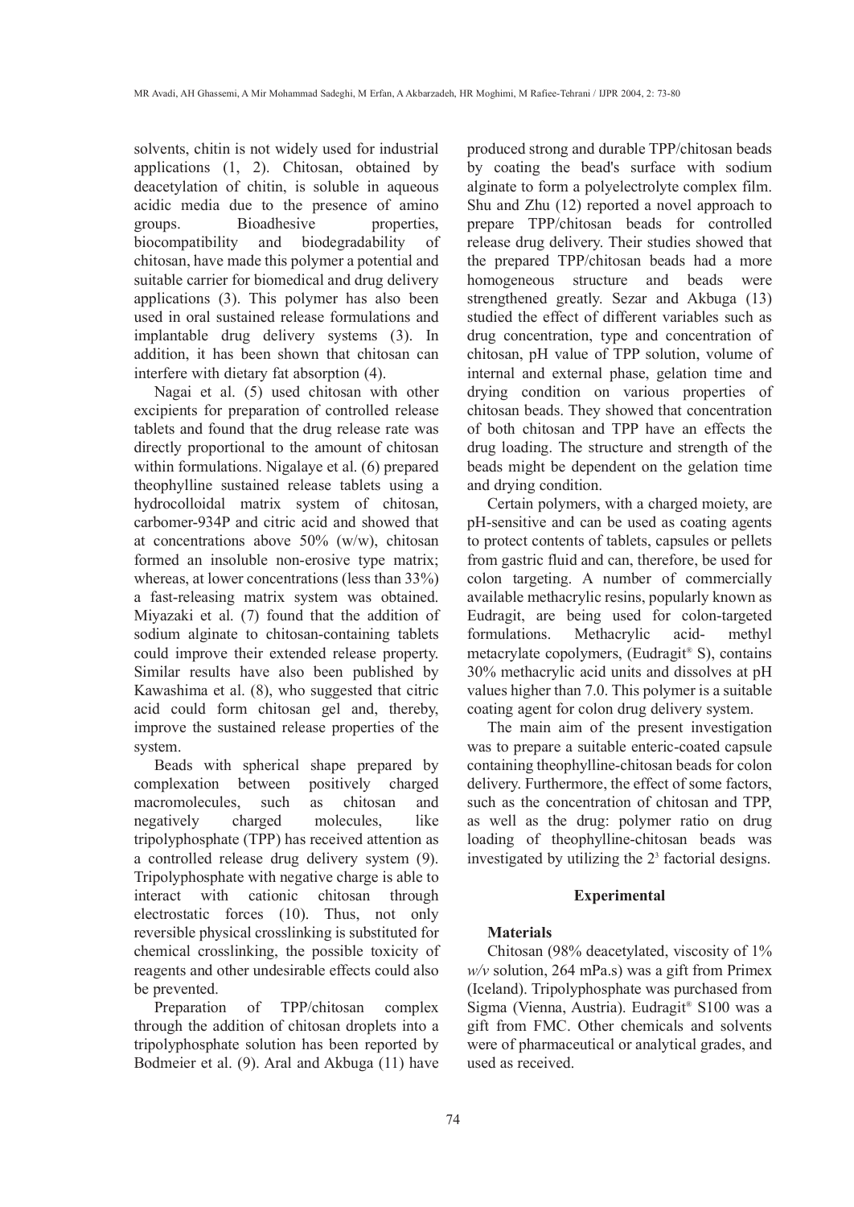solvents, chitin is not widely used for industrial applications (1, 2). Chitosan, obtained by deacetylation of chitin, is soluble in aqueous acidic media due to the presence of amino groups. Bioadhesive properties, biocompatibility and biodegradability of chitosan, have made this polymer a potential and suitable carrier for biomedical and drug delivery applications (3). This polymer has also been used in oral sustained release formulations and implantable drug delivery systems (3). In addition, it has been shown that chitosan can interfere with dietary fat absorption (4).

Nagai et al. (5) used chitosan with other excipients for preparation of controlled release tablets and found that the drug release rate was directly proportional to the amount of chitosan within formulations. Nigalaye et al. (6) prepared theophylline sustained release tablets using a hydrocolloidal matrix system of chitosan, carbomer-934P and citric acid and showed that at concentrations above 50% (w/w), chitosan formed an insoluble non-erosive type matrix; whereas, at lower concentrations (less than 33%) a fast-releasing matrix system was obtained. Miyazaki et al. (7) found that the addition of sodium alginate to chitosan-containing tablets could improve their extended release property. Similar results have also been published by Kawashima et al. (8), who suggested that citric acid could form chitosan gel and, thereby, improve the sustained release properties of the system.

Beads with spherical shape prepared by complexation between positively charged macromolecules, such as chitosan and negatively charged molecules, like tripolyphosphate (TPP) has received attention as a controlled release drug delivery system (9). Tripolyphosphate with negative charge is able to interact with cationic chitosan through electrostatic forces (10). Thus, not only reversible physical crosslinking is substituted for chemical crosslinking, the possible toxicity of reagents and other undesirable effects could also be prevented.

Preparation of TPP/chitosan complex through the addition of chitosan droplets into a tripolyphosphate solution has been reported by Bodmeier et al. (9). Aral and Akbuga (11) have produced strong and durable TPP/chitosan beads by coating the bead's surface with sodium alginate to form a polyelectrolyte complex film. Shu and Zhu (12) reported a novel approach to prepare TPP/chitosan beads for controlled release drug delivery. Their studies showed that the prepared TPP/chitosan beads had a more homogeneous structure and beads were strengthened greatly. Sezar and Akbuga (13) studied the effect of different variables such as drug concentration, type and concentration of chitosan, pH value of TPP solution, volume of internal and external phase, gelation time and drying condition on various properties of chitosan beads. They showed that concentration of both chitosan and TPP have an effects the drug loading. The structure and strength of the beads might be dependent on the gelation time and drying condition.

Certain polymers, with a charged moiety, are pH-sensitive and can be used as coating agents to protect contents of tablets, capsules or pellets from gastric fluid and can, therefore, be used for colon targeting. A number of commercially available methacrylic resins, popularly known as Eudragit, are being used for colon-targeted formulations. Methacrylic acid- methyl metacrylate copolymers, (Eudragit® S), contains 30% methacrylic acid units and dissolves at pH values higher than 7.0. This polymer is a suitable coating agent for colon drug delivery system.

The main aim of the present investigation was to prepare a suitable enteric-coated capsule containing theophylline-chitosan beads for colon delivery. Furthermore, the effect of some factors, such as the concentration of chitosan and TPP, as well as the drug: polymer ratio on drug loading of theophylline-chitosan beads was investigated by utilizing the $2^3$ factorial designs.

## Experimental

### Materials

Chitosan (98% deacetylated, viscosity of 1% *w/v* solution, 264 mPa.s) was a gift from Primex (Iceland). Tripolyphosphate was purchased from Sigma (Vienna, Austria). Eudragit® S100 was a gift from FMC. Other chemicals and solvents were of pharmaceutical or analytical grades, and used as received.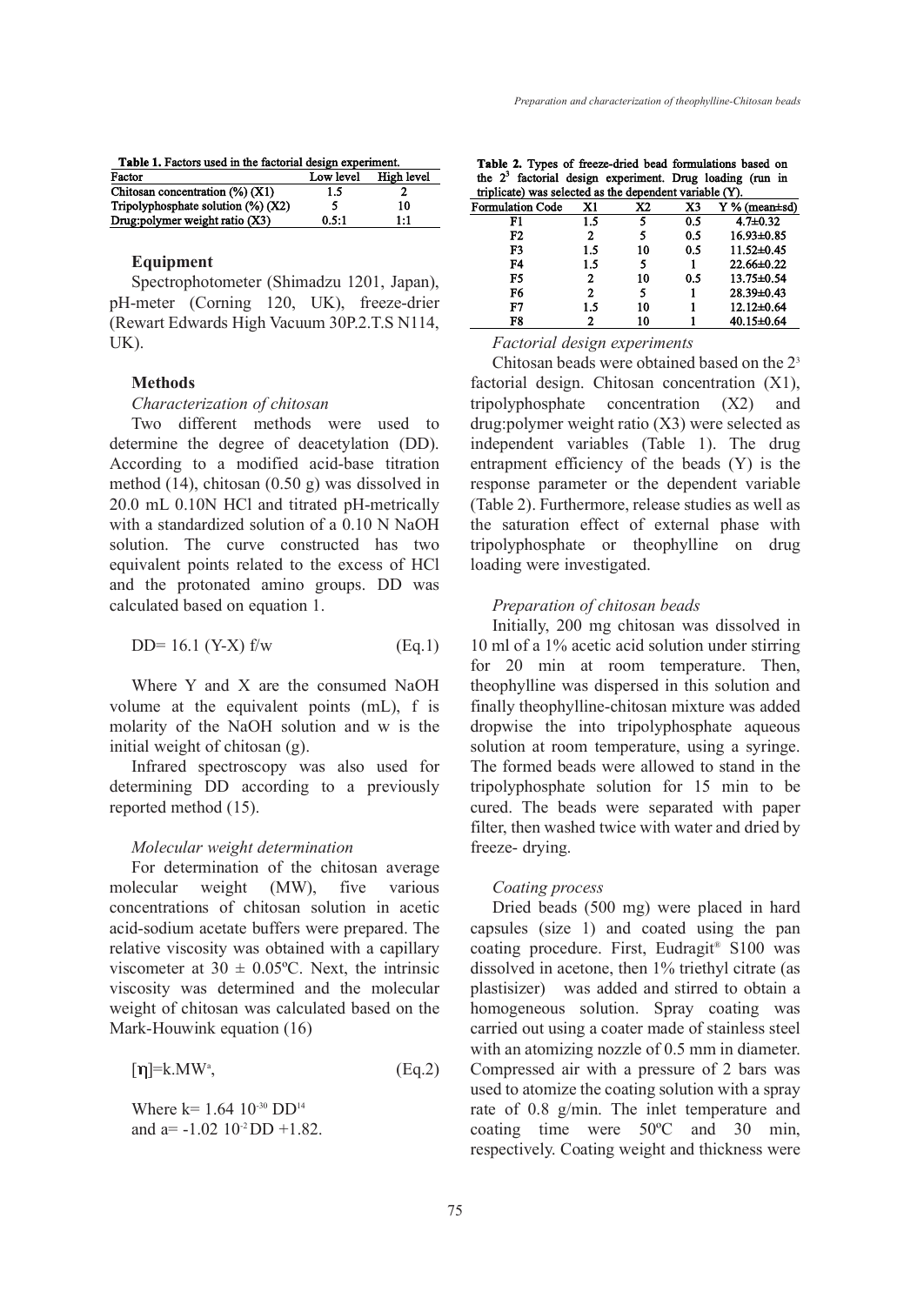**Table 1.** Factors used in the factorial design experiment.

| Factor | Low level | High level |
|---|---|---|
| Chitosan concentration (%) (X1) | 1.5 | 2 |
| Tripolyphosphate solution (%) (X2) | 5 | 10 |
| Drug:polymer weight ratio (X3) | 0.5:1 | 1:1 |

### Equipment

Spectrophotometer (Shimadzu 1201, Japan), pH-meter (Corning 120, UK), freeze-drier (Rewart Edwards High Vacuum 30P.2.T.S N114, UK).

### Methods

*Characterization of chitosan*

Two different methods were used to determine the degree of deacetylation (DD). According to a modified acid-base titration method (14), chitosan (0.50 g) was dissolved in 20.0 mL 0.10N HCl and titrated pH-metrically with a standardized solution of a 0.10 N NaOH solution. The curve constructed has two equivalent points related to the excess of HCl and the protonated amino groups. DD was calculated based on equation 1.

$$DD = 16.1\ (Y - X)\ f/w \qquad \text{(Eq.1)}$$

Where Y and X are the consumed NaOH volume at the equivalent points (mL), f is molarity of the NaOH solution and w is the initial weight of chitosan (g).

Infrared spectroscopy was also used for determining DD according to a previously reported method (15).

*Molecular weight determination*

For determination of the chitosan average molecular weight (MW), five various concentrations of chitosan solution in acetic acid-sodium acetate buffers were prepared. The relative viscosity was obtained with a capillary viscometer at 30 ± 0.05ºC. Next, the intrinsic viscosity was determined and the molecular weight of chitosan was calculated based on the Mark-Houwink equation (16)

$$[\eta] = k.MW^{a}, \qquad \text{(Eq.2)}$$

Where $k = 1.64\ 10^{-30}\ DD^{14}$ and $a = -1.02\ 10^{-2}\ DD + 1.82$.

**Table 2.** Types of freeze-dried bead formulations based on the $2^3$ factorial design experiment. Drug loading (run in triplicate) was selected as the dependent variable (Y).

| Formulation Code | X1 | X2 | X3 | Y % (mean±sd) |
|---|---|---|---|---|
| F1 | 1.5 | 5 | 0.5 | 4.7±0.32 |
| F2 | 2 | 5 | 0.5 | 16.93±0.85 |
| F3 | 1.5 | 10 | 0.5 | 11.52±0.45 |
| F4 | 1.5 | 5 | 1 | 22.66±0.22 |
| F5 | 2 | 10 | 0.5 | 13.75±0.54 |
| F6 | 2 | 5 | 1 | 28.39±0.43 |
| F7 | 1.5 | 10 | 1 | 12.12±0.64 |
| F8 | 2 | 10 | 1 | 40.15±0.64 |

*Factorial design experiments*

Chitosan beads were obtained based on the $2^3$ factorial design. Chitosan concentration (X1), tripolyphosphate concentration (X2) and drug:polymer weight ratio (X3) were selected as independent variables (Table 1). The drug entrapment efficiency of the beads (Y) is the response parameter or the dependent variable (Table 2). Furthermore, release studies as well as the saturation effect of external phase with tripolyphosphate or theophylline on drug loading were investigated.

*Preparation of chitosan beads*

Initially, 200 mg chitosan was dissolved in 10 ml of a 1% acetic acid solution under stirring for 20 min at room temperature. Then, theophylline was dispersed in this solution and finally theophylline-chitosan mixture was added dropwise the into tripolyphosphate aqueous solution at room temperature, using a syringe. The formed beads were allowed to stand in the tripolyphosphate solution for 15 min to be cured. The beads were separated with paper filter, then washed twice with water and dried by freeze- drying.

*Coating process*

Dried beads (500 mg) were placed in hard capsules (size 1) and coated using the pan coating procedure. First, Eudragit® S100 was dissolved in acetone, then 1% triethyl citrate (as plastisizer) was added and stirred to obtain a homogeneous solution. Spray coating was carried out using a coater made of stainless steel with an atomizing nozzle of 0.5 mm in diameter. Compressed air with a pressure of 2 bars was used to atomize the coating solution with a spray rate of 0.8 g/min. The inlet temperature and coating time were 50ºC and 30 min, respectively. Coating weight and thickness were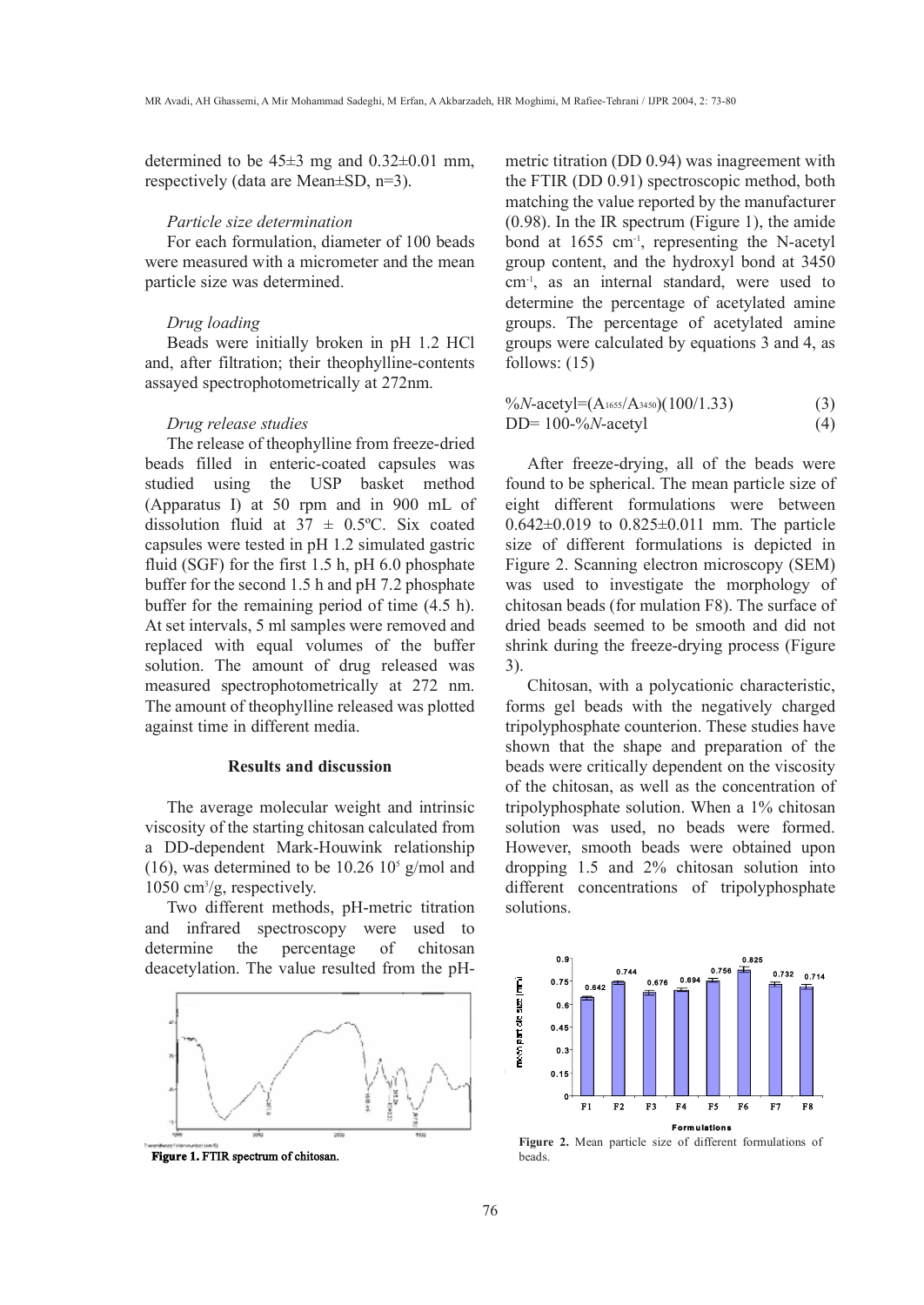determined to be 45±3 mg and 0.32±0.01 mm, respectively (data are Mean±SD, n=3).

*Particle size determination*

For each formulation, diameter of 100 beads were measured with a micrometer and the mean particle size was determined.

*Drug loading*

Beads were initially broken in pH 1.2 HCl and, after filtration; their theophylline-contents assayed spectrophotometrically at 272nm.

*Drug release studies*

The release of theophylline from freeze-dried beads filled in enteric-coated capsules was studied using the USP basket method (Apparatus I) at 50 rpm and in 900 mL of dissolution fluid at 37 ± 0.5ºC. Six coated capsules were tested in pH 1.2 simulated gastric fluid (SGF) for the first 1.5 h, pH 6.0 phosphate buffer for the second 1.5 h and pH 7.2 phosphate buffer for the remaining period of time (4.5 h). At set intervals, 5 ml samples were removed and replaced with equal volumes of the buffer solution. The amount of drug released was measured spectrophotometrically at 272 nm. The amount of theophylline released was plotted against time in different media.

## Results and discussion

The average molecular weight and intrinsic viscosity of the starting chitosan calculated from a DD-dependent Mark-Houwink relationship (16), was determined to be 10.26 $10^5$ g/mol and 1050 $cm^3/g$, respectively.

Two different methods, pH-metric titration and infrared spectroscopy were used to determine the percentage of chitosan deacetylation. The value resulted from the pH-metric titration (DD 0.94) was inagreement with the FTIR (DD 0.91) spectroscopic method, both matching the value reported by the manufacturer (0.98). In the IR spectrum (Figure 1), the amide bond at 1655 $cm^{-1}$, representing the N-acetyl group content, and the hydroxyl bond at 3450 $cm^{-1}$, as an internal standard, were used to determine the percentage of acetylated amine groups. The percentage of acetylated amine groups were calculated by equations 3 and 4, as follows: (15)

$$\%N\text{-acetyl}=(A_{1655}/A_{3450})(100/1.33) \quad (3)$$

$$DD= 100-\%N\text{-acetyl} \quad (4)$$

**Figure 1.** FTIR spectrum of chitosan.

After freeze-drying, all of the beads were found to be spherical. The mean particle size of eight different formulations were between 0.642±0.019 to 0.825±0.011 mm. The particle size of different formulations is depicted in Figure 2. Scanning electron microscopy (SEM) was used to investigate the morphology of chitosan beads (for mulation F8). The surface of dried beads seemed to be smooth and did not shrink during the freeze-drying process (Figure 3).

Chitosan, with a polycationic characteristic, forms gel beads with the negatively charged tripolyphosphate counterion. These studies have shown that the shape and preparation of the beads were critically dependent on the viscosity of the chitosan, as well as the concentration of tripolyphosphate solution. When a 1% chitosan solution was used, no beads were formed. However, smooth beads were obtained upon dropping 1.5 and 2% chitosan solution into different concentrations of tripolyphosphate solutions.

**Figure 2.** Mean particle size of different formulations of beads.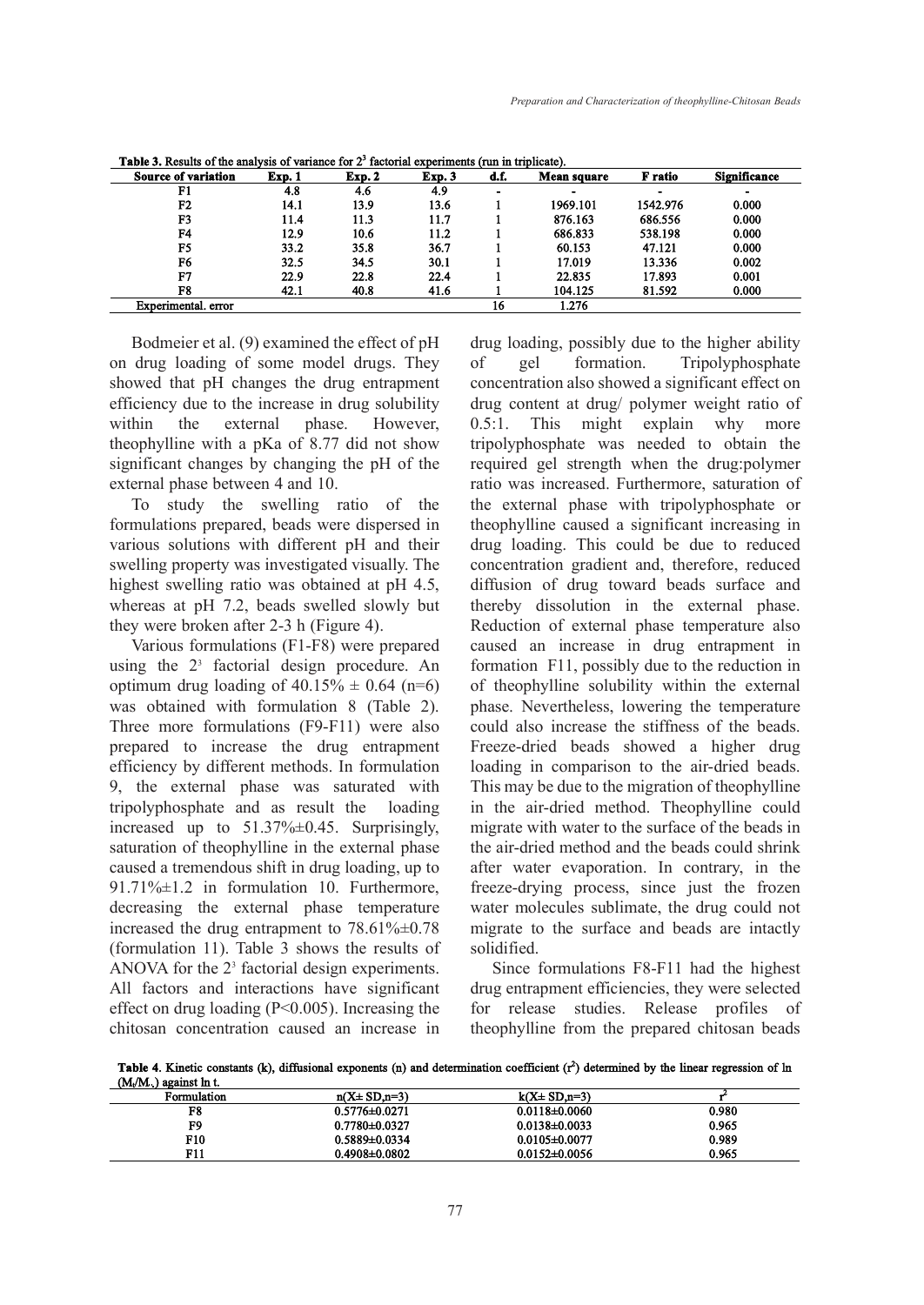**Table 3.** Results of the analysis of variance for $2^3$ factorial experiments (run in triplicate).

| Source of variation | Exp. 1 | Exp. 2 | Exp. 3 | d.f. | Mean square | F ratio | Significance |
|---|---|---|---|---|---|---|---|
| F1 | 4.8 | 4.6 | 4.9 | - | - | - | - |
| F2 | 14.1 | 13.9 | 13.6 | 1 | 1969.101 | 1542.976 | 0.000 |
| F3 | 11.4 | 11.3 | 11.7 | 1 | 876.163 | 686.556 | 0.000 |
| F4 | 12.9 | 10.6 | 11.2 | 1 | 686.833 | 538.198 | 0.000 |
| F5 | 33.2 | 35.8 | 36.7 | 1 | 60.153 | 47.121 | 0.000 |
| F6 | 32.5 | 34.5 | 30.1 | 1 | 17.019 | 13.336 | 0.002 |
| F7 | 22.9 | 22.8 | 22.4 | 1 | 22.835 | 17.893 | 0.001 |
| F8 | 42.1 | 40.8 | 41.6 | 1 | 104.125 | 81.592 | 0.000 |
| Experimental. error | | | | 16 | 1.276 | | |

Bodmeier et al. (9) examined the effect of pH on drug loading of some model drugs. They showed that pH changes the drug entrapment efficiency due to the increase in drug solubility within the external phase. However, theophylline with a pKa of 8.77 did not show significant changes by changing the pH of the external phase between 4 and 10.

To study the swelling ratio of the formulations prepared, beads were dispersed in various solutions with different pH and their swelling property was investigated visually. The highest swelling ratio was obtained at pH 4.5, whereas at pH 7.2, beads swelled slowly but they were broken after 2-3 h (Figure 4).

Various formulations (F1-F8) were prepared using the $2^3$ factorial design procedure. An optimum drug loading of 40.15% ± 0.64 (n=6) was obtained with formulation 8 (Table 2). Three more formulations (F9-F11) were also prepared to increase the drug entrapment efficiency by different methods. In formulation 9, the external phase was saturated with tripolyphosphate and as result the loading increased up to 51.37%±0.45. Surprisingly, saturation of theophylline in the external phase caused a tremendous shift in drug loading, up to 91.71%±1.2 in formulation 10. Furthermore, decreasing the external phase temperature increased the drug entrapment to 78.61%±0.78 (formulation 11). Table 3 shows the results of ANOVA for the $2^3$ factorial design experiments. All factors and interactions have significant effect on drug loading ($P<0.005$). Increasing the chitosan concentration caused an increase in drug loading, possibly due to the higher ability of gel formation. Tripolyphosphate concentration also showed a significant effect on drug content at drug/ polymer weight ratio of 0.5:1. This might explain why more tripolyphosphate was needed to obtain the required gel strength when the drug:polymer ratio was increased. Furthermore, saturation of the external phase with tripolyphosphate or theophylline caused a significant increasing in drug loading. This could be due to reduced concentration gradient and, therefore, reduced diffusion of drug toward beads surface and thereby dissolution in the external phase. Reduction of external phase temperature also caused an increase in drug entrapment in formation F11, possibly due to the reduction in of theophylline solubility within the external phase. Nevertheless, lowering the temperature could also increase the stiffness of the beads. Freeze-dried beads showed a higher drug loading in comparison to the air-dried beads. This may be due to the migration of theophylline in the air-dried method. Theophylline could migrate with water to the surface of the beads in the air-dried method and the beads could shrink after water evaporation. In contrary, in the freeze-drying process, since just the frozen water molecules sublimate, the drug could not migrate to the surface and beads are intactly solidified.

Since formulations F8-F11 had the highest drug entrapment efficiencies, they were selected for release studies. Release profiles of theophylline from the prepared chitosan beads

**Table 4.** Kinetic constants (k), diffusional exponents (n) and determination coefficient ($r^2$) determined by the linear regression of ln ($M_t/M_\infty$) against ln t.

| Formulation | n(X± SD,n=3) | k(X± SD,n=3) | $r^2$ |
|---|---|---|---|
| F8 | 0.5776±0.0271 | 0.0118±0.0060 | 0.980 |
| F9 | 0.7780±0.0327 | 0.0138±0.0033 | 0.965 |
| F10 | 0.5889±0.0334 | 0.0105±0.0077 | 0.989 |
| F11 | 0.4908±0.0802 | 0.0152±0.0056 | 0.965 |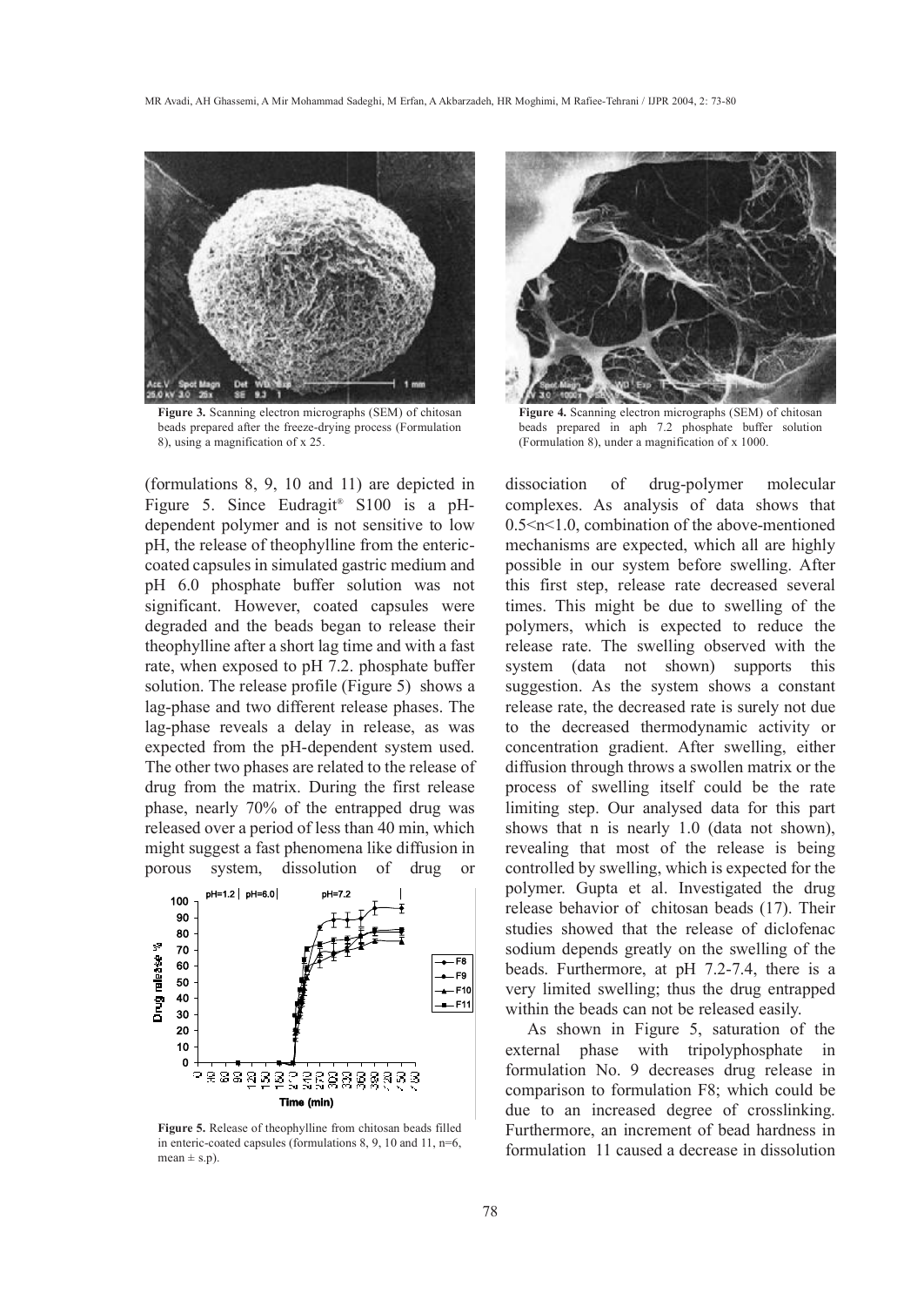Figure 3. Scanning electron micrographs (SEM) of chitosan beads prepared after the freeze-drying process (Formulation 8), using a magnification of x 25.

Figure 4. Scanning electron micrographs (SEM) of chitosan beads prepared in aph 7.2 phosphate buffer solution (Formulation 8), under a magnification of x 1000.

(formulations 8, 9, 10 and 11) are depicted in Figure 5. Since Eudragit® S100 is a pH-dependent polymer and is not sensitive to low pH, the release of theophylline from the enteric-coated capsules in simulated gastric medium and pH 6.0 phosphate buffer solution was not significant. However, coated capsules were degraded and the beads began to release their theophylline after a short lag time and with a fast rate, when exposed to pH 7.2. phosphate buffer solution. The release profile (Figure 5) shows a lag-phase and two different release phases. The lag-phase reveals a delay in release, as was expected from the pH-dependent system used. The other two phases are related to the release of drug from the matrix. During the first release phase, nearly 70% of the entrapped drug was released over a period of less than 40 min, which might suggest a fast phenomena like diffusion in porous system, dissolution of drug or

Figure 5. Release of theophylline from chitosan beads filled in enteric-coated capsules (formulations 8, 9, 10 and 11, n=6, mean ± s.p).

dissociation of drug-polymer molecular complexes. As analysis of data shows that $0.5<n<1.0$, combination of the above-mentioned mechanisms are expected, which all are highly possible in our system before swelling. After this first step, release rate decreased several times. This might be due to swelling of the polymers, which is expected to reduce the release rate. The swelling observed with the system (data not shown) supports this suggestion. As the system shows a constant release rate, the decreased rate is surely not due to the decreased thermodynamic activity or concentration gradient. After swelling, either diffusion through throws a swollen matrix or the process of swelling itself could be the rate limiting step. Our analysed data for this part shows that n is nearly 1.0 (data not shown), revealing that most of the release is being controlled by swelling, which is expected for the polymer. Gupta et al. Investigated the drug release behavior of chitosan beads (17). Their studies showed that the release of diclofenac sodium depends greatly on the swelling of the beads. Furthermore, at pH 7.2-7.4, there is a very limited swelling; thus the drug entrapped within the beads can not be released easily.

As shown in Figure 5, saturation of the external phase with tripolyphosphate in formulation No. 9 decreases drug release in comparison to formulation F8; which could be due to an increased degree of crosslinking. Furthermore, an increment of bead hardness in formulation 11 caused a decrease in dissolution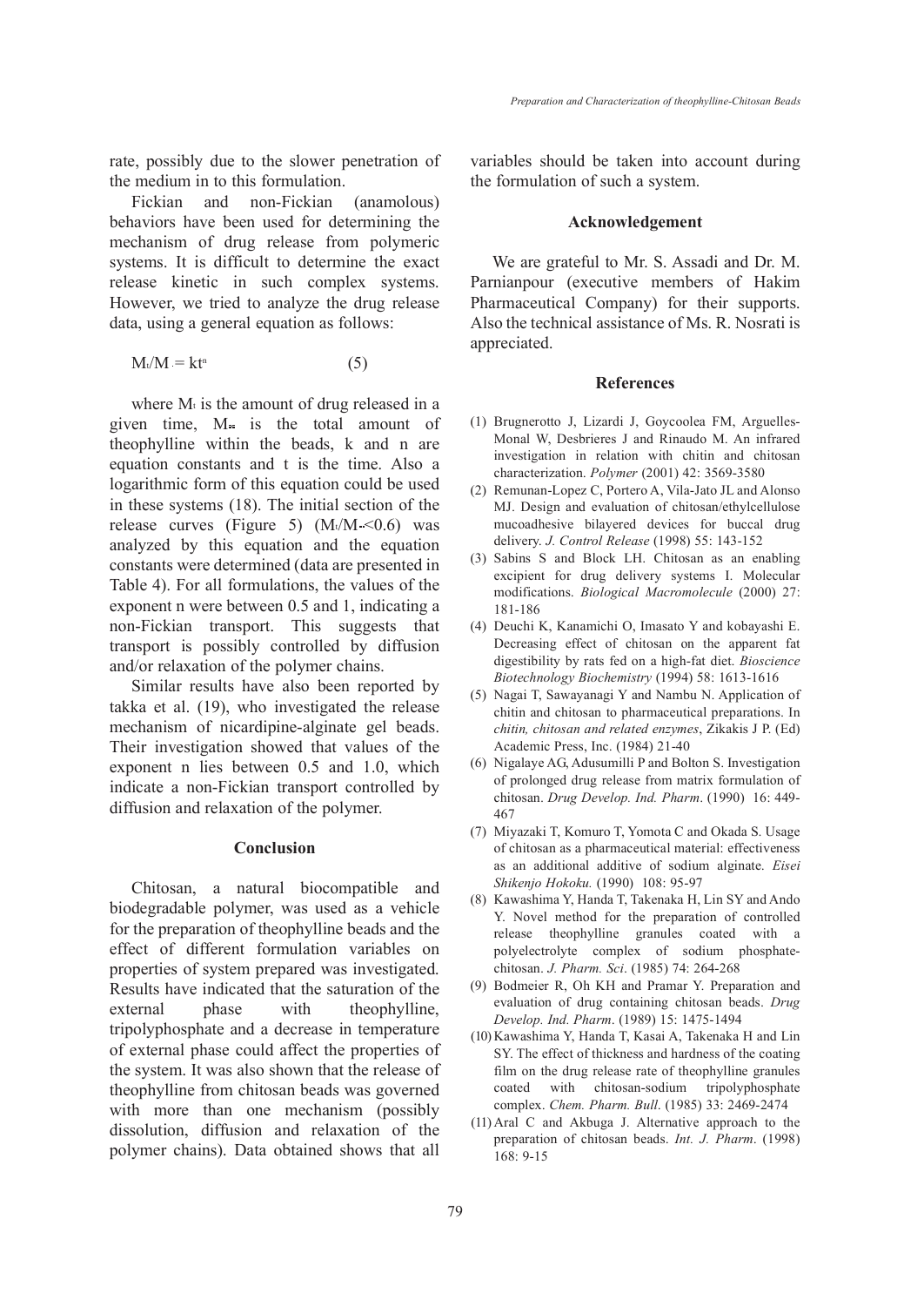rate, possibly due to the slower penetration of the medium in to this formulation.

Fickian and non-Fickian (anamolous) behaviors have been used for determining the mechanism of drug release from polymeric systems. It is difficult to determine the exact release kinetic in such complex systems. However, we tried to analyze the drug release data, using a general equation as follows:

$$M_t/M_\infty = kt^n \qquad (5)$$

where $M_t$ is the amount of drug released in a given time, $M_\infty$ is the total amount of theophylline within the beads, k and n are equation constants and t is the time. Also a logarithmic form of this equation could be used in these systems (18). The initial section of the release curves (Figure 5) ($M_t/M_\infty<0.6$) was analyzed by this equation and the equation constants were determined (data are presented in Table 4). For all formulations, the values of the exponent n were between 0.5 and 1, indicating a non-Fickian transport. This suggests that transport is possibly controlled by diffusion and/or relaxation of the polymer chains.

Similar results have also been reported by takka et al. (19), who investigated the release mechanism of nicardipine-alginate gel beads. Their investigation showed that values of the exponent n lies between 0.5 and 1.0, which indicate a non-Fickian transport controlled by diffusion and relaxation of the polymer.

## Conclusion

Chitosan, a natural biocompatible and biodegradable polymer, was used as a vehicle for the preparation of theophylline beads and the effect of different formulation variables on properties of system prepared was investigated. Results have indicated that the saturation of the external phase with theophylline, tripolyphosphate and a decrease in temperature of external phase could affect the properties of the system. It was also shown that the release of theophylline from chitosan beads was governed with more than one mechanism (possibly dissolution, diffusion and relaxation of the polymer chains). Data obtained shows that all variables should be taken into account during the formulation of such a system.

## Acknowledgement

We are grateful to Mr. S. Assadi and Dr. M. Parnianpour (executive members of Hakim Pharmaceutical Company) for their supports. Also the technical assistance of Ms. R. Nosrati is appreciated.

## References

(1) Brugnerotto J, Lizardi J, Goycoolea FM, Arguelles-Monal W, Desbrieres J and Rinaudo M. An infrared investigation in relation with chitin and chitosan characterization. *Polymer* (2001) 42: 3569-3580

(2) Remunan-Lopez C, Portero A, Vila-Jato JL and Alonso MJ. Design and evaluation of chitosan/ethylcellulose mucoadhesive bilayered devices for buccal drug delivery. *J. Control Release* (1998) 55: 143-152

(3) Sabins S and Block LH. Chitosan as an enabling excipient for drug delivery systems I. Molecular modifications. *Biological Macromolecule* (2000) 27: 181-186

(4) Deuchi K, Kanamichi O, Imasato Y and kobayashi E. Decreasing effect of chitosan on the apparent fat digestibility by rats fed on a high-fat diet. *Bioscience Biotechnology Biochemistry* (1994) 58: 1613-1616

(5) Nagai T, Sawayanagi Y and Nambu N. Application of chitin and chitosan to pharmaceutical preparations. In *chitin, chitosan and related enzymes*, Zikakis J P. (Ed) Academic Press, Inc. (1984) 21-40

(6) Nigalaye AG, Adusumilli P and Bolton S. Investigation of prolonged drug release from matrix formulation of chitosan. *Drug Develop. Ind. Pharm*. (1990) 16: 449-467

(7) Miyazaki T, Komuro T, Yomota C and Okada S. Usage of chitosan as a pharmaceutical material: effectiveness as an additional additive of sodium alginate. *Eisei Shikenjo Hokoku.* (1990) 108: 95-97

(8) Kawashima Y, Handa T, Takenaka H, Lin SY and Ando Y. Novel method for the preparation of controlled release theophylline granules coated with a polyelectrolyte complex of sodium phosphate-chitosan. *J. Pharm. Sci*. (1985) 74: 264-268

(9) Bodmeier R, Oh KH and Pramar Y. Preparation and evaluation of drug containing chitosan beads. *Drug Develop. Ind. Pharm*. (1989) 15: 1475-1494

(10) Kawashima Y, Handa T, Kasai A, Takenaka H and Lin SY. The effect of thickness and hardness of the coating film on the drug release rate of theophylline granules coated with chitosan-sodium tripolyphosphate complex. *Chem. Pharm. Bull*. (1985) 33: 2469-2474

(11) Aral C and Akbuga J. Alternative approach to the preparation of chitosan beads. *Int. J. Pharm*. (1998) 168: 9-15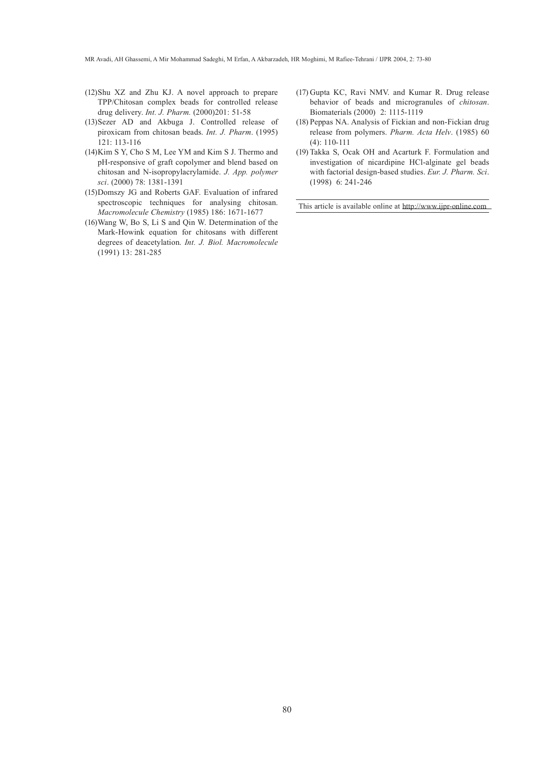(12) Shu XZ and Zhu KJ. A novel approach to prepare TPP/Chitosan complex beads for controlled release drug delivery. *Int. J. Pharm.* (2000)201: 51-58

(13) Sezer AD and Akbuga J. Controlled release of piroxicam from chitosan beads. *Int. J. Pharm*. (1995) 121: 113-116

(14) Kim S Y, Cho S M, Lee YM and Kim S J. Thermo and pH-responsive of graft copolymer and blend based on chitosan and N-isopropylacrylamide. *J. App. polymer sci*. (2000) 78: 1381-1391

(15) Domszy JG and Roberts GAF. Evaluation of infrared spectroscopic techniques for analysing chitosan. *Macromolecule Chemistry* (1985) 186: 1671-1677

(16) Wang W, Bo S, Li S and Qin W. Determination of the Mark-Howink equation for chitosans with different degrees of deacetylation. *Int. J. Biol. Macromolecule* (1991) 13: 281-285

(17) Gupta KC, Ravi NMV. and Kumar R. Drug release behavior of beads and microgranules of *chitosan*. Biomaterials (2000) 2: 1115-1119

(18) Peppas NA. Analysis of Fickian and non-Fickian drug release from polymers. *Pharm. Acta Helv*. (1985) 60 (4): 110-111

(19) Takka S, Ocak OH and Acarturk F. Formulation and investigation of nicardipine HCl-alginate gel beads with factorial design-based studies. *Eur. J. Pharm. Sci*. (1998) 6: 241-246

This article is available online at http://www.ijpr-online.com